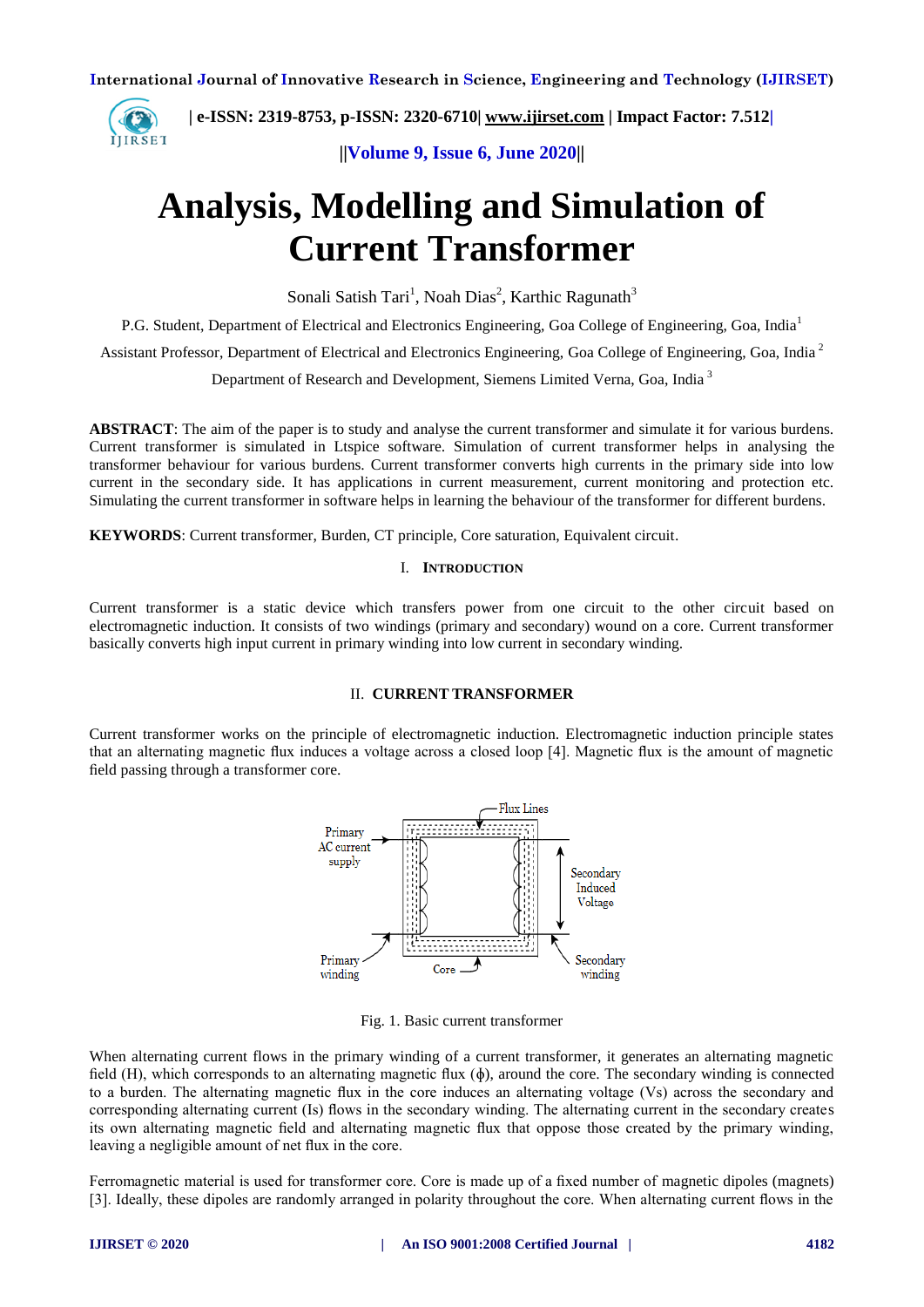# Analysis, Modelling and Simulation of Current Transformer

Sonali Satish Tari[1], Noah Dias[2], Karthic Ragunath[3]

P.G. Student, Department of Electrical and Electronics Engineering, Goa College of Engineering, Goa, India[1]

Assistant Professor, Department of Electrical and Electronics Engineering, Goa College of Engineering, Goa, India [2]

Department of Research and Development, Siemens Limited Verna, Goa, India [3]

**ABSTRACT**: The aim of the paper is to study and analyse the current transformer and simulate it for various burdens. Current transformer is simulated in Ltspice software. Simulation of current transformer helps in analysing the transformer behaviour for various burdens. Current transformer converts high currents in the primary side into low current in the secondary side. It has applications in current measurement, current monitoring and protection etc. Simulating the current transformer in software helps in learning the behaviour of the transformer for different burdens.

**KEYWORDS**: Current transformer, Burden, CT principle, Core saturation, Equivalent circuit.

## I. INTRODUCTION

Current transformer is a static device which transfers power from one circuit to the other circuit based on electromagnetic induction. It consists of two windings (primary and secondary) wound on a core. Current transformer basically converts high input current in primary winding into low current in secondary winding.

## II. CURRENT TRANSFORMER

Current transformer works on the principle of electromagnetic induction. Electromagnetic induction principle states that an alternating magnetic flux induces a voltage across a closed loop [4]. Magnetic flux is the amount of magnetic field passing through a transformer core.

Fig. 1. Basic current transformer

When alternating current flows in the primary winding of a current transformer, it generates an alternating magnetic field (H), which corresponds to an alternating magnetic flux ($\phi$), around the core. The secondary winding is connected to a burden. The alternating magnetic flux in the core induces an alternating voltage (Vs) across the secondary and corresponding alternating current (Is) flows in the secondary winding. The alternating current in the secondary creates its own alternating magnetic field and alternating magnetic flux that oppose those created by the primary winding, leaving a negligible amount of net flux in the core.

Ferromagnetic material is used for transformer core. Core is made up of a fixed number of magnetic dipoles (magnets) [3]. Ideally, these dipoles are randomly arranged in polarity throughout the core. When alternating current flows in the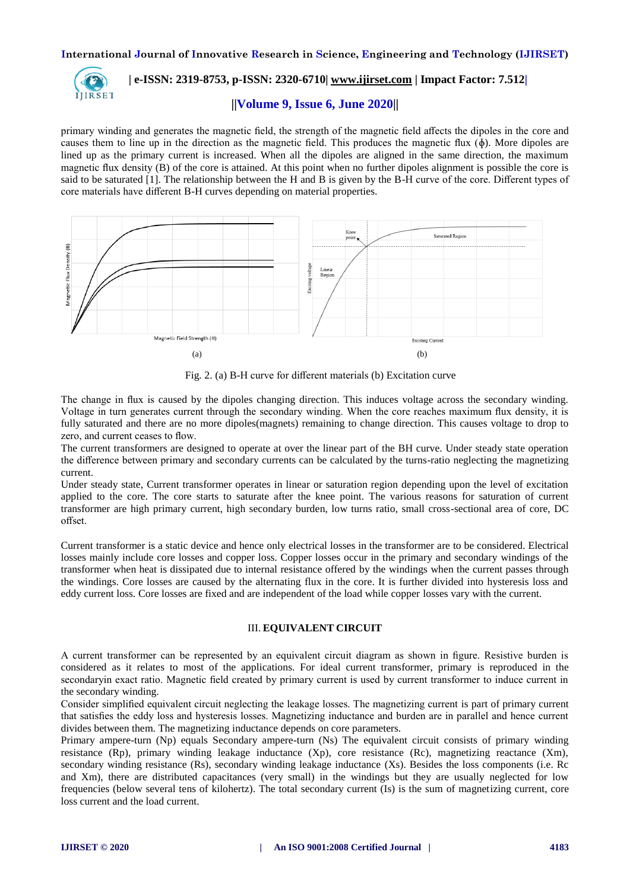primary winding and generates the magnetic field, the strength of the magnetic field affects the dipoles in the core and causes them to line up in the direction as the magnetic field. This produces the magnetic flux (ϕ). More dipoles are lined up as the primary current is increased. When all the dipoles are aligned in the same direction, the maximum magnetic flux density (B) of the core is attained. At this point when no further dipoles alignment is possible the core is said to be saturated [1]. The relationship between the H and B is given by the B-H curve of the core. Different types of core materials have different B-H curves depending on material properties.

Fig. 2. (a) B-H curve for different materials (b) Excitation curve

The change in flux is caused by the dipoles changing direction. This induces voltage across the secondary winding. Voltage in turn generates current through the secondary winding. When the core reaches maximum flux density, it is fully saturated and there are no more dipoles(magnets) remaining to change direction. This causes voltage to drop to zero, and current ceases to flow.

The current transformers are designed to operate at over the linear part of the BH curve. Under steady state operation the difference between primary and secondary currents can be calculated by the turns-ratio neglecting the magnetizing current.

Under steady state, Current transformer operates in linear or saturation region depending upon the level of excitation applied to the core. The core starts to saturate after the knee point. The various reasons for saturation of current transformer are high primary current, high secondary burden, low turns ratio, small cross-sectional area of core, DC offset.

Current transformer is a static device and hence only electrical losses in the transformer are to be considered. Electrical losses mainly include core losses and copper loss. Copper losses occur in the primary and secondary windings of the transformer when heat is dissipated due to internal resistance offered by the windings when the current passes through the windings. Core losses are caused by the alternating flux in the core. It is further divided into hysteresis loss and eddy current loss. Core losses are fixed and are independent of the load while copper losses vary with the current.

## III. EQUIVALENT CIRCUIT

A current transformer can be represented by an equivalent circuit diagram as shown in figure. Resistive burden is considered as it relates to most of the applications. For ideal current transformer, primary is reproduced in the secondaryin exact ratio. Magnetic field created by primary current is used by current transformer to induce current in the secondary winding.

Consider simplified equivalent circuit neglecting the leakage losses. The magnetizing current is part of primary current that satisfies the eddy loss and hysteresis losses. Magnetizing inductance and burden are in parallel and hence current divides between them. The magnetizing inductance depends on core parameters.

Primary ampere-turn (Np) equals Secondary ampere-turn (Ns) The equivalent circuit consists of primary winding resistance (Rp), primary winding leakage inductance (Xp), core resistance (Rc), magnetizing reactance (Xm), secondary winding resistance (Rs), secondary winding leakage inductance (Xs). Besides the loss components (i.e. Rc and Xm), there are distributed capacitances (very small) in the windings but they are usually neglected for low frequencies (below several tens of kilohertz). The total secondary current (Is) is the sum of magnetizing current, core loss current and the load current.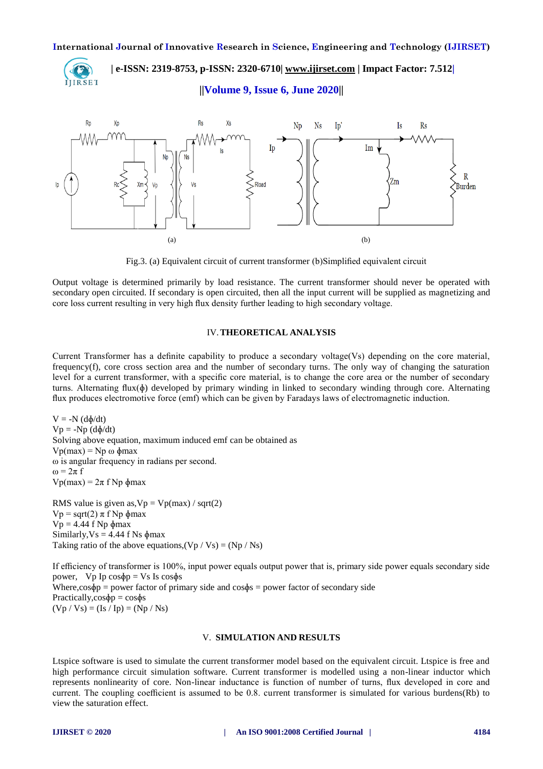Fig.3. (a) Equivalent circuit of current transformer (b)Simplified equivalent circuit

Output voltage is determined primarily by load resistance. The current transformer should never be operated with secondary open circuited. If secondary is open circuited, then all the input current will be supplied as magnetizing and core loss current resulting in very high flux density further leading to high secondary voltage.

## IV. THEORETICAL ANALYSIS

Current Transformer has a definite capability to produce a secondary voltage($V_s$) depending on the core material, frequency(f), core cross section area and the number of secondary turns. The only way of changing the saturation level for a current transformer, with a specific core material, is to change the core area or the number of secondary turns. Alternating flux($\phi$) developed by primary winding in linked to secondary winding through core. Alternating flux produces electromotive force (emf) which can be given by Faradays laws of electromagnetic induction.

$V = -N\,(d\phi/dt)$

$V_p = -N_p\,(d\phi/dt)$

Solving above equation, maximum induced emf can be obtained as

$V_{p(max)} = N_p\,\omega\,\phi_{max}$

$\omega$ is angular frequency in radians per second.

$\omega = 2\pi f$

$V_{p(max)} = 2\pi f N_p \phi_{max}$

RMS value is given as, $V_p = V_{p(max)} / \mathrm{sqrt}(2)$

$V_p = \mathrm{sqrt}(2)\,\pi f N_p \phi_{max}$

$V_p = 4.44 f N_p \phi_{max}$

Similarly, $V_s = 4.44 f N_s \phi_{max}$

Taking ratio of the above equations, $(V_p / V_s) = (N_p / N_s)$

If efficiency of transformer is 100%, input power equals output power that is, primary side power equals secondary side power, $V_p I_p \cos\phi_p = V_s I_s \cos\phi_s$

Where, $\cos\phi_p$ = power factor of primary side and $\cos\phi_s$ = power factor of secondary side

Practically, $\cos\phi_p = \cos\phi_s$

$(V_p / V_s) = (I_s / I_p) = (N_p / N_s)$

## V. SIMULATION AND RESULTS

Ltspice software is used to simulate the current transformer model based on the equivalent circuit. Ltspice is free and high performance circuit simulation software. Current transformer is modelled using a non-linear inductor which represents nonlinearity of core. Non-linear inductance is function of number of turns, flux developed in core and current. The coupling coefficient is assumed to be 0.8. current transformer is simulated for various burdens($R_b$) to view the saturation effect.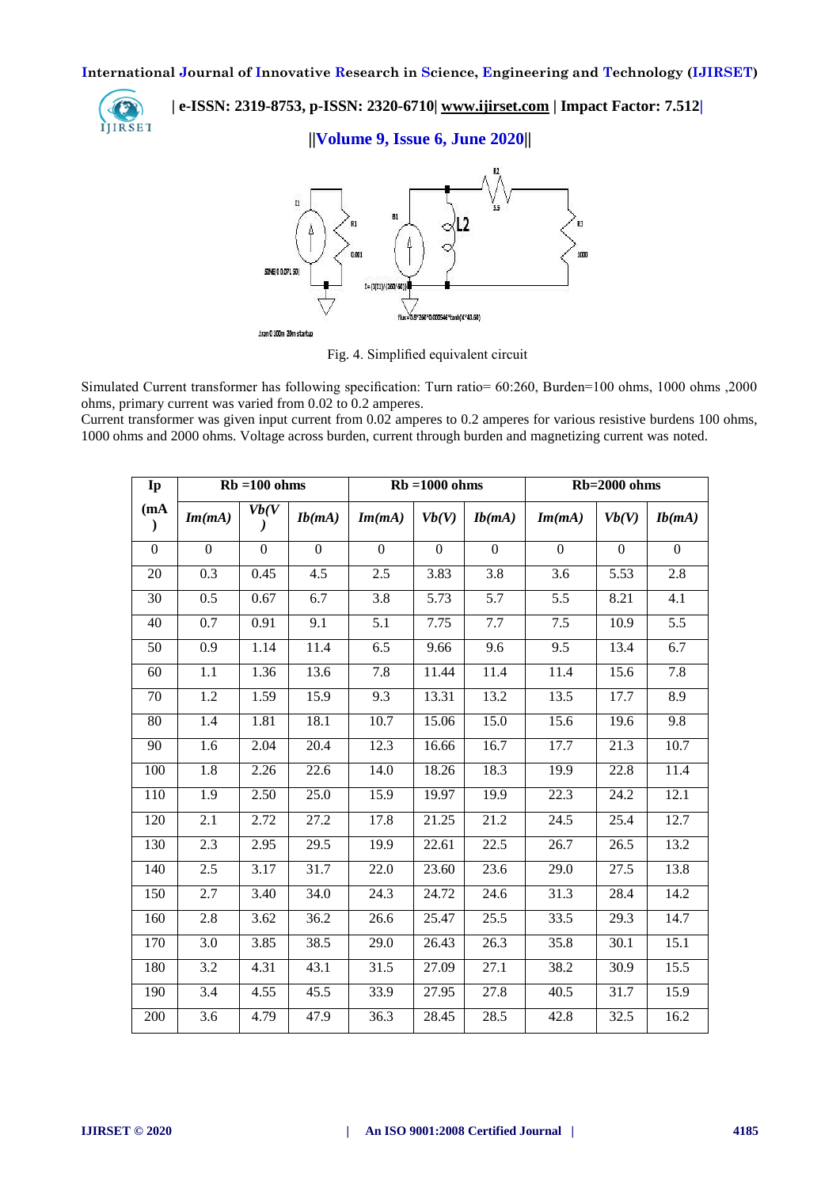Fig. 4. Simplified equivalent circuit

Simulated Current transformer has following specification: Turn ratio= 60:260, Burden=100 ohms, 1000 ohms ,2000 ohms, primary current was varied from 0.02 to 0.2 amperes.
Current transformer was given input current from 0.02 amperes to 0.2 amperes for various resistive burdens 100 ohms, 1000 ohms and 2000 ohms. Voltage across burden, current through burden and magnetizing current was noted.

| Ip | Rb =100 ohms | | | Rb =1000 ohms | | | Rb=2000 ohms | | |
|---|---|---|---|---|---|---|---|---|---|
| (mA) | *Im(mA)* | *Vb(V)* | *Ib(mA)* | *Im(mA)* | *Vb(V)* | *Ib(mA)* | *Im(mA)* | *Vb(V)* | *Ib(mA)* |
| 0 | 0 | 0 | 0 | 0 | 0 | 0 | 0 | 0 | 0 |
| 20 | 0.3 | 0.45 | 4.5 | 2.5 | 3.83 | 3.8 | 3.6 | 5.53 | 2.8 |
| 30 | 0.5 | 0.67 | 6.7 | 3.8 | 5.73 | 5.7 | 5.5 | 8.21 | 4.1 |
| 40 | 0.7 | 0.91 | 9.1 | 5.1 | 7.75 | 7.7 | 7.5 | 10.9 | 5.5 |
| 50 | 0.9 | 1.14 | 11.4 | 6.5 | 9.66 | 9.6 | 9.5 | 13.4 | 6.7 |
| 60 | 1.1 | 1.36 | 13.6 | 7.8 | 11.44 | 11.4 | 11.4 | 15.6 | 7.8 |
| 70 | 1.2 | 1.59 | 15.9 | 9.3 | 13.31 | 13.2 | 13.5 | 17.7 | 8.9 |
| 80 | 1.4 | 1.81 | 18.1 | 10.7 | 15.06 | 15.0 | 15.6 | 19.6 | 9.8 |
| 90 | 1.6 | 2.04 | 20.4 | 12.3 | 16.66 | 16.7 | 17.7 | 21.3 | 10.7 |
| 100 | 1.8 | 2.26 | 22.6 | 14.0 | 18.26 | 18.3 | 19.9 | 22.8 | 11.4 |
| 110 | 1.9 | 2.50 | 25.0 | 15.9 | 19.97 | 19.9 | 22.3 | 24.2 | 12.1 |
| 120 | 2.1 | 2.72 | 27.2 | 17.8 | 21.25 | 21.2 | 24.5 | 25.4 | 12.7 |
| 130 | 2.3 | 2.95 | 29.5 | 19.9 | 22.61 | 22.5 | 26.7 | 26.5 | 13.2 |
| 140 | 2.5 | 3.17 | 31.7 | 22.0 | 23.60 | 23.6 | 29.0 | 27.5 | 13.8 |
| 150 | 2.7 | 3.40 | 34.0 | 24.3 | 24.72 | 24.6 | 31.3 | 28.4 | 14.2 |
| 160 | 2.8 | 3.62 | 36.2 | 26.6 | 25.47 | 25.5 | 33.5 | 29.3 | 14.7 |
| 170 | 3.0 | 3.85 | 38.5 | 29.0 | 26.43 | 26.3 | 35.8 | 30.1 | 15.1 |
| 180 | 3.2 | 4.31 | 43.1 | 31.5 | 27.09 | 27.1 | 38.2 | 30.9 | 15.5 |
| 190 | 3.4 | 4.55 | 45.5 | 33.9 | 27.95 | 27.8 | 40.5 | 31.7 | 15.9 |
| 200 | 3.6 | 4.79 | 47.9 | 36.3 | 28.45 | 28.5 | 42.8 | 32.5 | 16.2 |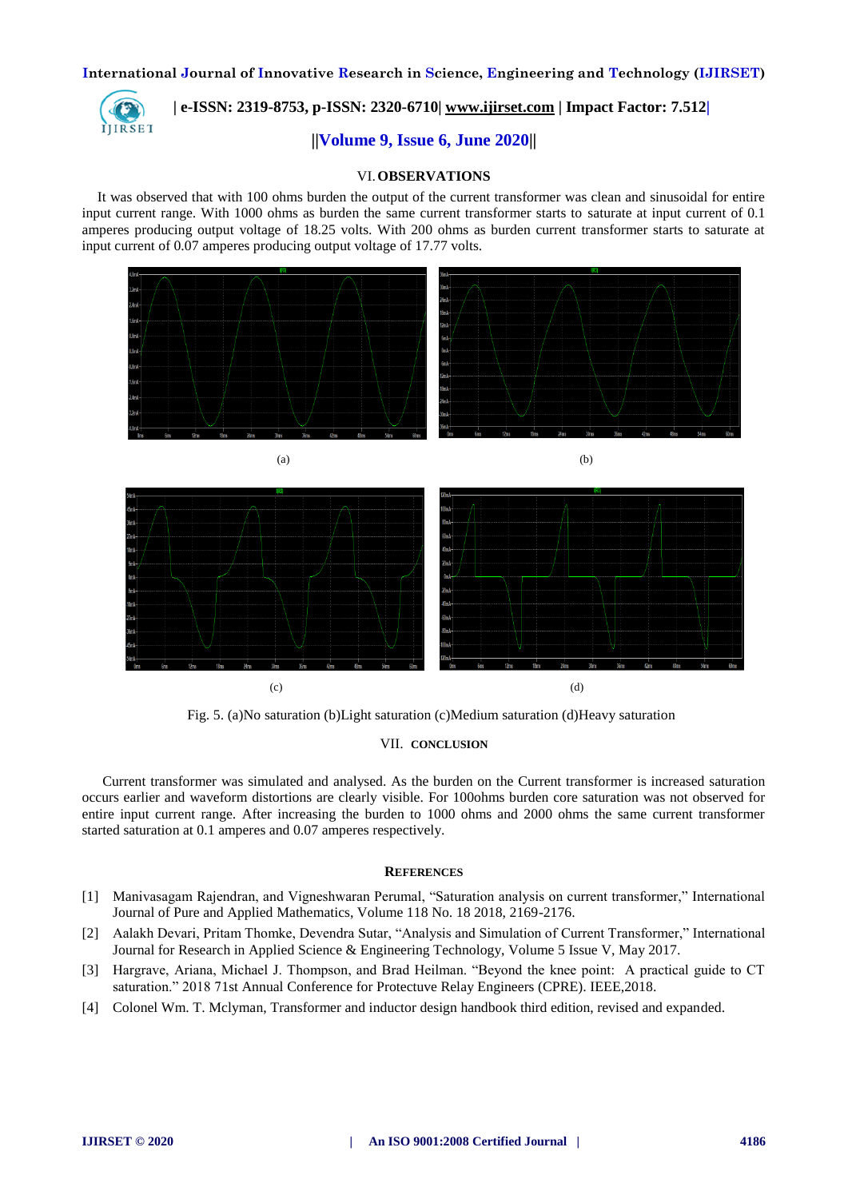## VI. OBSERVATIONS

It was observed that with 100 ohms burden the output of the current transformer was clean and sinusoidal for entire input current range. With 1000 ohms as burden the same current transformer starts to saturate at input current of 0.1 amperes producing output voltage of 18.25 volts. With 200 ohms as burden current transformer starts to saturate at input current of 0.07 amperes producing output voltage of 17.77 volts.

(a)

(b)

(c)

(d)

Fig. 5. (a)No saturation (b)Light saturation (c)Medium saturation (d)Heavy saturation

## VII. CONCLUSION

Current transformer was simulated and analysed. As the burden on the Current transformer is increased saturation occurs earlier and waveform distortions are clearly visible. For 100ohms burden core saturation was not observed for entire input current range. After increasing the burden to 1000 ohms and 2000 ohms the same current transformer started saturation at 0.1 amperes and 0.07 amperes respectively.

## REFERENCES

[1] Manivasagam Rajendran, and Vigneshwaran Perumal, "Saturation analysis on current transformer," International Journal of Pure and Applied Mathematics, Volume 118 No. 18 2018, 2169-2176.

[2] Aalakh Devari, Pritam Thomke, Devendra Sutar, "Analysis and Simulation of Current Transformer," International Journal for Research in Applied Science & Engineering Technology, Volume 5 Issue V, May 2017.

[3] Hargrave, Ariana, Michael J. Thompson, and Brad Heilman. "Beyond the knee point: A practical guide to CT saturation." 2018 71st Annual Conference for Protectuve Relay Engineers (CPRE). IEEE,2018.

[4] Colonel Wm. T. Mclyman, Transformer and inductor design handbook third edition, revised and expanded.